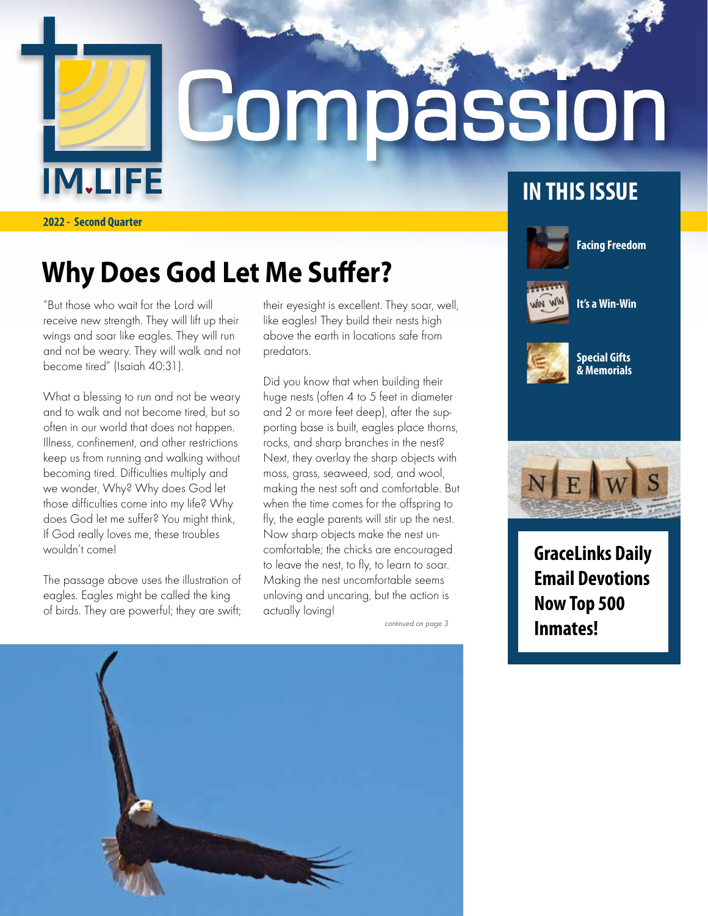# Compassion

IM.LIFE

2022 - Second Quarter

## Why Does God Let Me Suffer?

"But those who wait for the Lord will receive new strength. They will lift up their wings and soar like eagles. They will run and not be weary. They will walk and not become tired" (Isaiah 40:31).

What a blessing to run and not be weary and to walk and not become tired, but so often in our world that does not happen. Illness, confinement, and other restrictions keep us from running and walking without becoming tired. Difficulties multiply and we wonder, Why? Why does God let those difficulties come into my life? Why does God let me suffer? You might think, If God really loves me, these troubles wouldn't come!

The passage above uses the illustration of eagles. Eagles might be called the king of birds. They are powerful; they are swift; their eyesight is excellent. They soar, well, like eagles! They build their nests high above the earth in locations safe from predators.

Did you know that when building their huge nests (often 4 to 5 feet in diameter and 2 or more feet deep), after the supporting base is built, eagles place thorns, rocks, and sharp branches in the nest? Next, they overlay the sharp objects with moss, grass, seaweed, sod, and wool, making the nest soft and comfortable. But when the time comes for the offspring to fly, the eagle parents will stir up the nest. Now sharp objects make the nest uncomfortable; the chicks are encouraged to leave the nest, to fly, to learn to soar. Making the nest uncomfortable seems unloving and uncaring, but the action is actually loving!

*continued on page 3*

## IN THIS ISSUE

- Facing Freedom
- It's a Win-Win
- Special Gifts & Memorials

**GraceLinks Daily Email Devotions Now Top 500 Inmates!**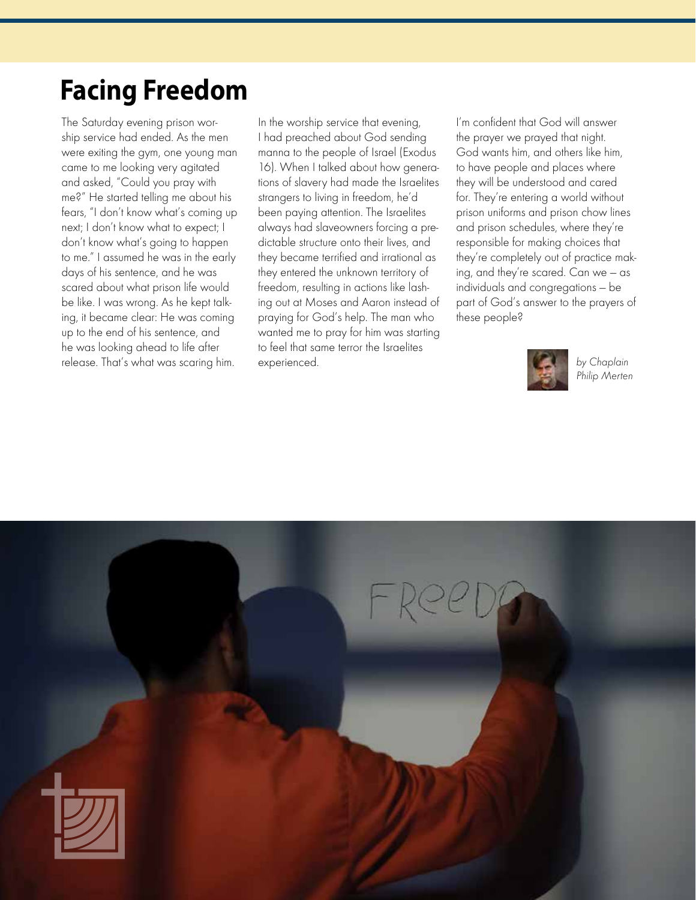# Facing Freedom

The Saturday evening prison worship service had ended. As the men were exiting the gym, one young man came to me looking very agitated and asked, "Could you pray with me?" He started telling me about his fears, "I don't know what's coming up next; I don't know what to expect; I don't know what's going to happen to me." I assumed he was in the early days of his sentence, and he was scared about what prison life would be like. I was wrong. As he kept talking, it became clear: He was coming up to the end of his sentence, and he was looking ahead to life after release. That's what was scaring him.

In the worship service that evening, I had preached about God sending manna to the people of Israel (Exodus 16). When I talked about how generations of slavery had made the Israelites strangers to living in freedom, he'd been paying attention. The Israelites always had slaveowners forcing a predictable structure onto their lives, and they became terrified and irrational as they entered the unknown territory of freedom, resulting in actions like lashing out at Moses and Aaron instead of praying for God's help. The man who wanted me to pray for him was starting to feel that same terror the Israelites experienced.

I'm confident that God will answer the prayer we prayed that night. God wants him, and others like him, to have people and places where they will be understood and cared for. They're entering a world without prison uniforms and prison chow lines and prison schedules, where they're responsible for making choices that they're completely out of practice making, and they're scared. Can we – as individuals and congregations – be part of God's answer to the prayers of these people?

*by Chaplain Philip Merten*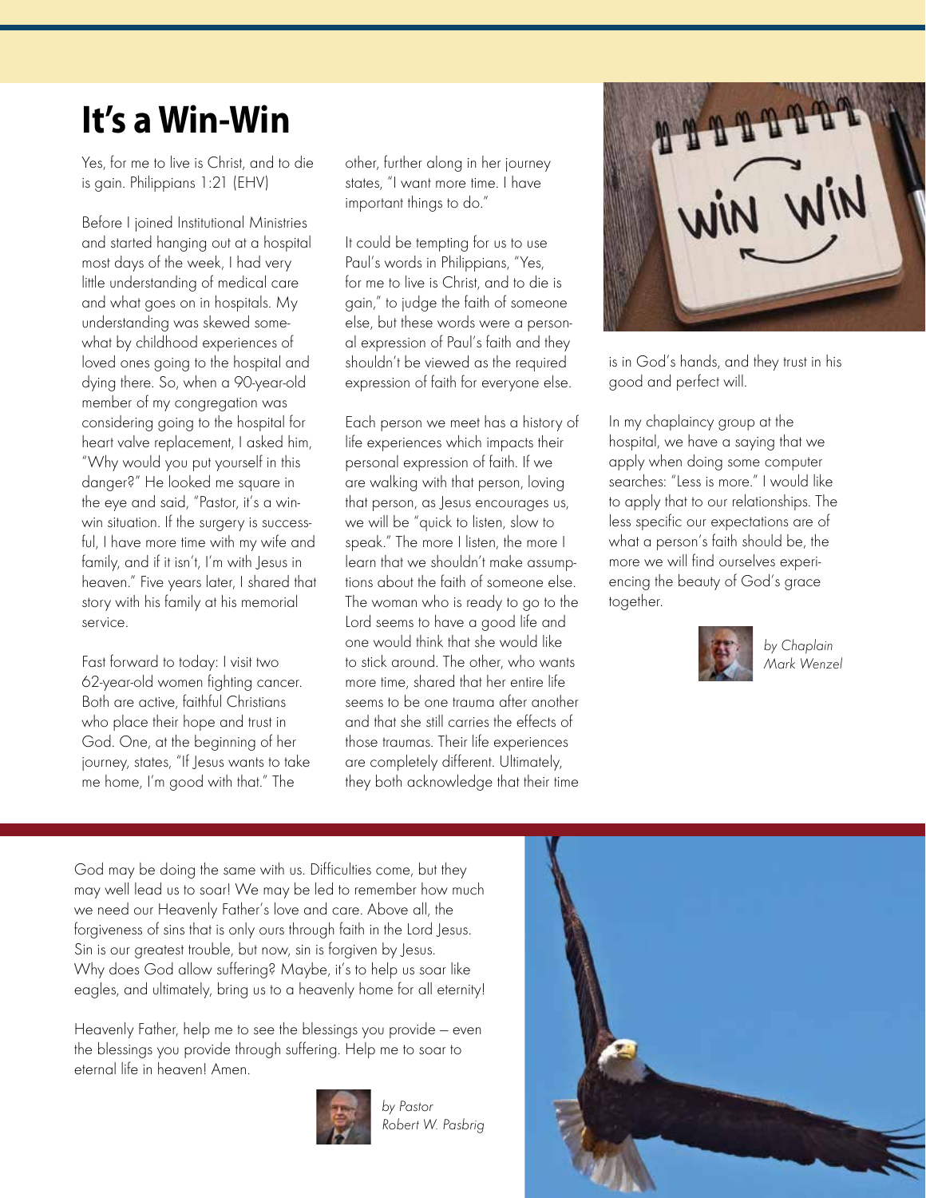# It's a Win-Win

Yes, for me to live is Christ, and to die is gain. Philippians 1:21 (EHV)

Before I joined Institutional Ministries and started hanging out at a hospital most days of the week, I had very little understanding of medical care and what goes on in hospitals. My understanding was skewed somewhat by childhood experiences of loved ones going to the hospital and dying there. So, when a 90-year-old member of my congregation was considering going to the hospital for heart valve replacement, I asked him, "Why would you put yourself in this danger?" He looked me square in the eye and said, "Pastor, it's a win-win situation. If the surgery is successful, I have more time with my wife and family, and if it isn't, I'm with Jesus in heaven." Five years later, I shared that story with his family at his memorial service.

Fast forward to today: I visit two 62-year-old women fighting cancer. Both are active, faithful Christians who place their hope and trust in God. One, at the beginning of her journey, states, "If Jesus wants to take me home, I'm good with that." The other, further along in her journey states, "I want more time. I have important things to do."

It could be tempting for us to use Paul's words in Philippians, "Yes, for me to live is Christ, and to die is gain," to judge the faith of someone else, but these words were a personal expression of Paul's faith and they shouldn't be viewed as the required expression of faith for everyone else.

Each person we meet has a history of life experiences which impacts their personal expression of faith. If we are walking with that person, loving that person, as Jesus encourages us, we will be "quick to listen, slow to speak." The more I listen, the more I learn that we shouldn't make assumptions about the faith of someone else. The woman who is ready to go to the Lord seems to have a good life and one would think that she would like to stick around. The other, who wants more time, shared that her entire life seems to be one trauma after another and that she still carries the effects of those traumas. Their life experiences are completely different. Ultimately, they both acknowledge that their time is in God's hands, and they trust in his good and perfect will.

In my chaplaincy group at the hospital, we have a saying that we apply when doing some computer searches: "Less is more." I would like to apply that to our relationships. The less specific our expectations are of what a person's faith should be, the more we will find ourselves experiencing the beauty of God's grace together.

*by Chaplain Mark Wenzel*

---

God may be doing the same with us. Difficulties come, but they may well lead us to soar! We may be led to remember how much we need our Heavenly Father's love and care. Above all, the forgiveness of sins that is only ours through faith in the Lord Jesus. Sin is our greatest trouble, but now, sin is forgiven by Jesus. Why does God allow suffering? Maybe, it's to help us soar like eagles, and ultimately, bring us to a heavenly home for all eternity!

Heavenly Father, help me to see the blessings you provide – even the blessings you provide through suffering. Help me to soar to eternal life in heaven! Amen.

*by Pastor Robert W. Pasbrig*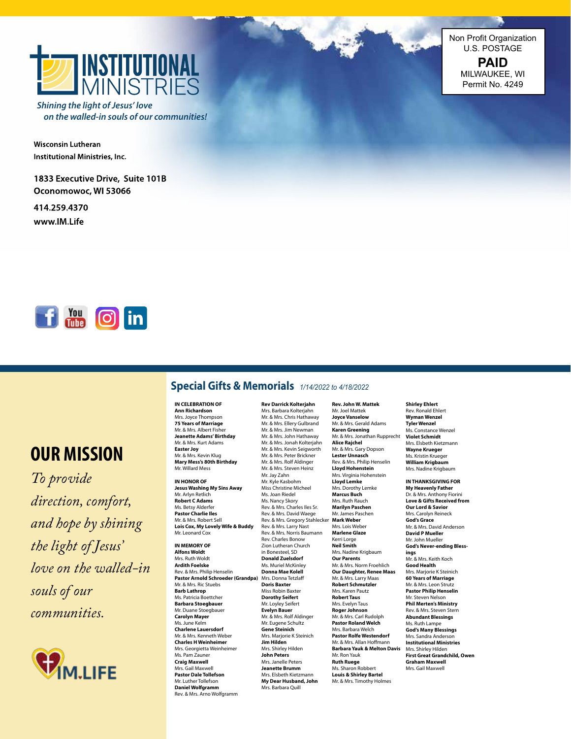INSTITUTIONAL MINISTRIES

*Shining the light of Jesus' love on the walled-in souls of our communities!*

Non Profit Organization
U.S. POSTAGE
**PAID**
MILWAUKEE, WI
Permit No. 4249

Wisconsin Lutheran Institutional Ministries, Inc.

1833 Executive Drive, Suite 101B
Oconomowoc, WI 53066

414.259.4370

www.IM.Life

# OUR MISSION

*To provide direction, comfort, and hope by shining the light of Jesus' love on the walled-in souls of our communities.*

IM.LIFE

## Special Gifts & Memorials *1/14/2022 to 4/18/2022*

**IN CELEBRATION OF**
**Ann Richardson**
Mrs. Joyce Thompson
**75 Years of Marriage**
Mr. & Mrs. Albert Fisher
**Jeanette Adams' Birthday**
Mr. & Mrs. Kurt Adams
**Easter Joy**
Mr. & Mrs. Kevin Klug
**Mary Mess's 80th Birthday**
Mr. Willard Mess

**IN HONOR OF**
**Jesus Washing My Sins Away**
Mr. Arlyn Retlich
**Robert C Adams**
Ms. Betsy Alderfer
**Pastor Charlie Iles**
Mr. & Mrs. Robert Sell
**Lois Cox, My Lovely Wife & Buddy**
Mr. Leonard Cox

**IN MEMORY OF**
**Alfons Woldt**
Mrs. Ruth Woldt
**Ardith Foelske**
Rev. & Mrs. Philip Henselin
**Pastor Arnold Schroeder (Grandpa)**
Mr. & Mrs. Ric Stuebs
**Barb Lathrop**
Ms. Patricia Boettcher
**Barbara Stoegbauer**
Mr. Duane Stoegbauer
**Carolyn Mayer**
Ms. June Kelm
**Charlene Lauersdorf**
Mr. & Mrs. Kenneth Weber
**Charles H Weinheimer**
Mrs. Georgietta Weinheimer
Mrs. Pam Zauner
**Craig Maxwell**
Mrs. Gail Maxwell
**Pastor Dale Tollefson**
Mr. Luther Tollefson
**Daniel Wolfgramm**
Rev. & Mrs. Arno Wolfgramm
**Rev Darrick Kolterjahn**
Mrs. Barbara Kolterjahn
Mr. & Mrs. Chris Hathaway
Mr. & Mrs. Ellery Gulbrand
Mr. & Mrs. Jim Newman
Mr. & Mrs. John Hathaway
Mr. & Mrs. Jonah Kolterjahn
Mr. & Mrs. Kevin Seigworth
Mr. & Mrs. Peter Brickner
Mr. & Mrs. Rolf Aldinger
Mr. & Mrs. Steven Heinz
Mr. Jay Zahn
Mr. Kyle Kasbohm
Miss Christine Micheel
Ms. Joan Riedel
Ms. Nancy Skory
Rev. & Mrs. Charles Iles Sr.
Rev. & Mrs. David Waege
Rev. & Mrs. Gregory Stahlecker
Rev. & Mrs. Larry Nast
Rev. & Mrs. Norris Baumann
Rev. Charles Bonow
Zion Lutheran Church in Bonesteel, SD
**Donald Zuelsdorf**
Ms. Muriel McKinley
**Donna Mae Kolell**
Mrs. Donna Tetzlaff
**Doris Baxter**
Miss Robin Baxter
**Dorothy Seifert**
Mr. Loyley Seifert
**Evelyn Bauer**
Mr. & Mrs. Rolf Aldinger
Mr. Eugene Schultz
**Gene Steinich**
Mrs. Marjorie K Steinich
**Jim Hilden**
Mrs. Shirley Hilden
**John Peters**
Mrs. Janelle Peters
**Jeanette Brumm**
Mrs. Elsbeth Kietzmann
**My Dear Husband, John**
Mrs. Barbara Quill
**Rev. John W. Mattek**
Mr. Joel Mattek
**Joyce Vanselow**
Mr. & Mrs. Gerald Adams
**Karen Greening**
Mr. & Mrs. Jonathan Rupprecht
**Alice Rajchel**
Mr. & Mrs. Gary Dopson
**Lester Unnasch**
Rev. & Mrs. Philip Henselin
**Lloyd Hohenstein**
Mrs. Virginia Hohenstein
**Lloyd Lemke**
Mrs. Dorothy Lemke
**Marcus Buch**
Mrs. Ruth Rauch
**Marilyn Paschen**
Mr. James Paschen
**Mark Weber**
Mrs. Lois Weber
**Marlene Glaze**
Kerri Lorge
**Neil Smith**
Mrs. Nadine Krigbaum
**Our Parents**
Mr. & Mrs. Norm Froehlich
**Our Daughter, Renee Maas**
Mr. & Mrs. Larry Maas
**Robert Schmutzler**
Mrs. Karen Pautz
**Robert Taus**
Mrs. Evelyn Taus
**Roger Johnson**
Mr. & Mrs. Carl Rudolph
**Pastor Roland Welch**
Mrs. Barbara Welch
**Pastor Rolfe Westendorf**
Mr. & Mrs. Allan Hoffmann
**Barbara Yauk & Melton Davis**
Mr. Ron Yauk
**Ruth Ruege**
Ms. Sharon Robbert
**Louis & Shirley Bartel**
Mr. & Mrs. Timothy Holmes
**Shirley Ehlert**
Rev. Ronald Ehlert
**Wyman Wenzel**
**Tyler Wenzel**
Ms. Constance Wenzel
**Violet Schmidt**
Mrs. Elsbeth Kietzmann
**Wayne Krueger**
Ms. Kristin Krueger
**William Krigbaum**
Mrs. Nadine Krigbaum

**IN THANKSGIVING FOR**
**My Heavenly Father**
Dr. & Mrs. Anthony Fiorini
**Love & Gifts Received from Our Lord & Savior**
Mrs. Carolyn Reineck
**God's Grace**
Mr. & Mrs. David Anderson
**David P Mueller**
Mr. John Mueller
**God's Never-ending Blessings**
Mr. & Mrs. Keith Koch
**Good Health**
Mrs. Marjorie K Steinich
**60 Years of Marriage**
Mr. & Mrs. Leon Strutz
**Pastor Philip Henselin**
Mr. Steven Nelson
**Phil Merten's Ministry**
Rev. & Mrs. Steven Stern
**Abundant Blessings**
Ms. Ruth Lampe
**God's Many Blessings**
Mrs. Sandra Anderson
**Institutional Ministries**
Mrs. Shirley Hilden
**First Great Grandchild, Owen**
**Graham Maxwell**
Mrs. Gail Maxwell